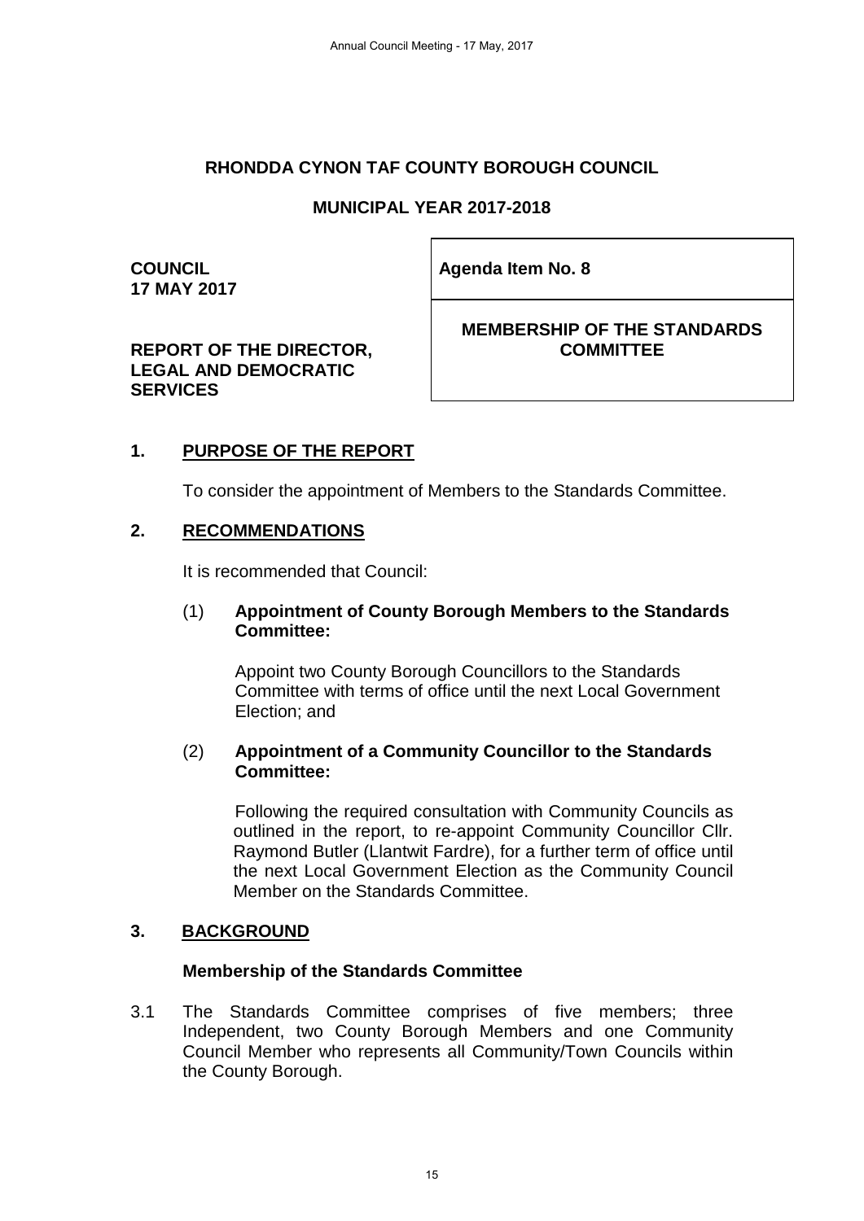# RHONDDA CYNON TAF COUNTY BOROUGH COUNCIL

## MUNICIPAL YEAR 2017-2018

**COUNCIL**
**17 MAY 2017**

**Agenda Item No. 8**

**REPORT OF THE DIRECTOR, LEGAL AND DEMOCRATIC SERVICES**

**MEMBERSHIP OF THE STANDARDS COMMITTEE**

## 1. PURPOSE OF THE REPORT

To consider the appointment of Members to the Standards Committee.

## 2. RECOMMENDATIONS

It is recommended that Council:

(1) **Appointment of County Borough Members to the Standards Committee:**

Appoint two County Borough Councillors to the Standards Committee with terms of office until the next Local Government Election; and

(2) **Appointment of a Community Councillor to the Standards Committee:**

Following the required consultation with Community Councils as outlined in the report, to re-appoint Community Councillor Cllr. Raymond Butler (Llantwit Fardre), for a further term of office until the next Local Government Election as the Community Council Member on the Standards Committee.

## 3. BACKGROUND

**Membership of the Standards Committee**

3.1 The Standards Committee comprises of five members; three Independent, two County Borough Members and one Community Council Member who represents all Community/Town Councils within the County Borough.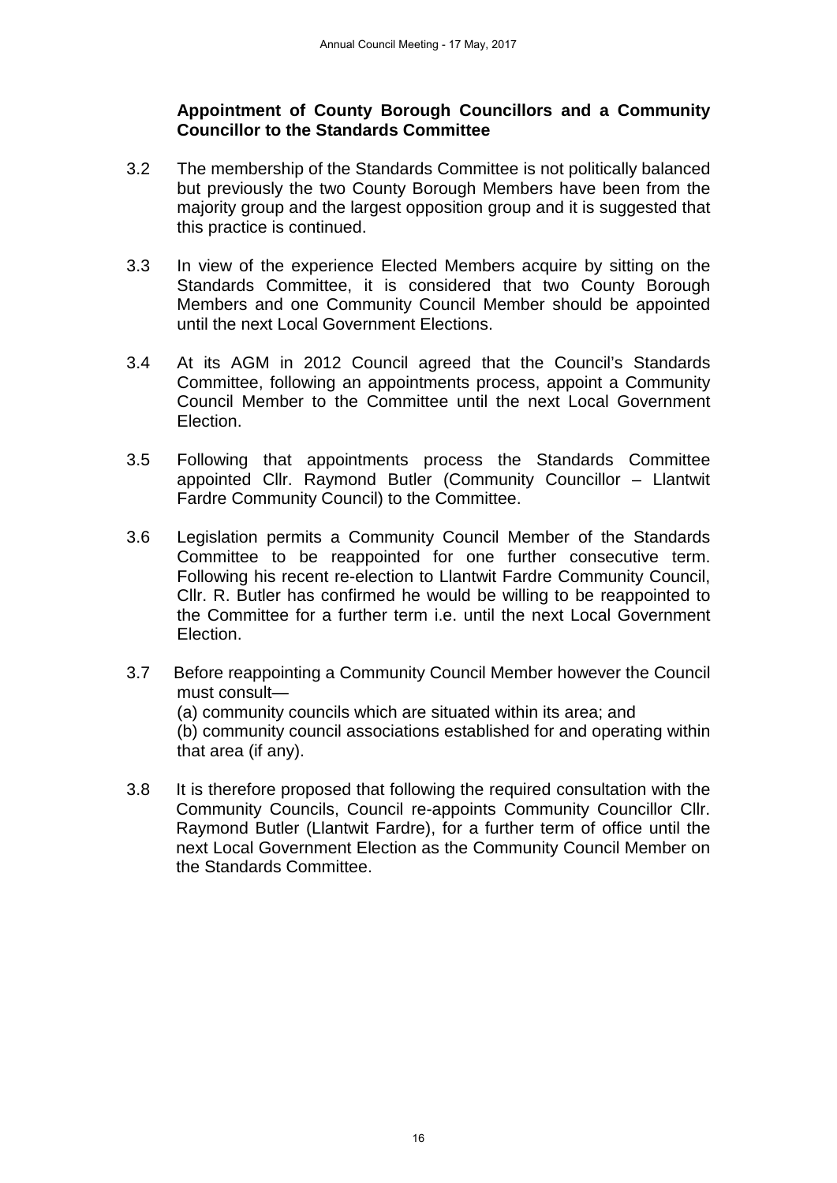**Appointment of County Borough Councillors and a Community Councillor to the Standards Committee**

3.2 The membership of the Standards Committee is not politically balanced but previously the two County Borough Members have been from the majority group and the largest opposition group and it is suggested that this practice is continued.

3.3 In view of the experience Elected Members acquire by sitting on the Standards Committee, it is considered that two County Borough Members and one Community Council Member should be appointed until the next Local Government Elections.

3.4 At its AGM in 2012 Council agreed that the Council's Standards Committee, following an appointments process, appoint a Community Council Member to the Committee until the next Local Government Election.

3.5 Following that appointments process the Standards Committee appointed Cllr. Raymond Butler (Community Councillor – Llantwit Fardre Community Council) to the Committee.

3.6 Legislation permits a Community Council Member of the Standards Committee to be reappointed for one further consecutive term. Following his recent re-election to Llantwit Fardre Community Council, Cllr. R. Butler has confirmed he would be willing to be reappointed to the Committee for a further term i.e. until the next Local Government Election.

3.7 Before reappointing a Community Council Member however the Council must consult—
(a) community councils which are situated within its area; and
(b) community council associations established for and operating within that area (if any).

3.8 It is therefore proposed that following the required consultation with the Community Councils, Council re-appoints Community Councillor Cllr. Raymond Butler (Llantwit Fardre), for a further term of office until the next Local Government Election as the Community Council Member on the Standards Committee.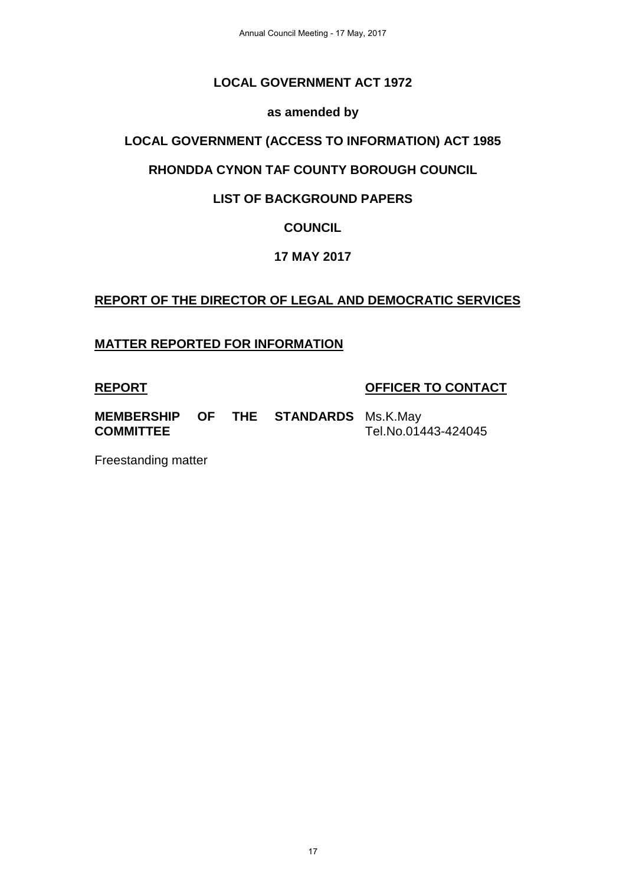**LOCAL GOVERNMENT ACT 1972**

**as amended by**

**LOCAL GOVERNMENT (ACCESS TO INFORMATION) ACT 1985**

**RHONDDA CYNON TAF COUNTY BOROUGH COUNCIL**

**LIST OF BACKGROUND PAPERS**

**COUNCIL**

**17 MAY 2017**

**REPORT OF THE DIRECTOR OF LEGAL AND DEMOCRATIC SERVICES**

**MATTER REPORTED FOR INFORMATION**

| REPORT | OFFICER TO CONTACT |
|---|---|
| **MEMBERSHIP OF THE STANDARDS COMMITTEE** | Ms.K.May<br>Tel.No.01443-424045 |

Freestanding matter